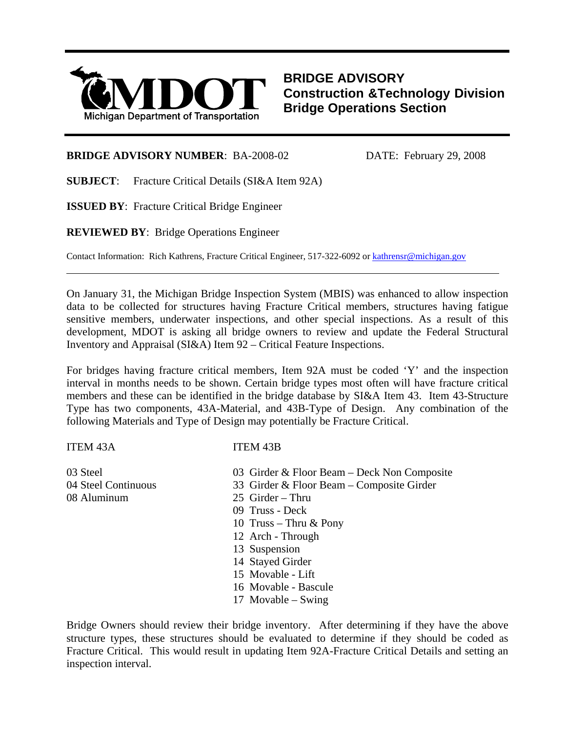MDOT
Michigan Department of Transportation

# BRIDGE ADVISORY
## Construction &Technology Division
## Bridge Operations Section

**BRIDGE ADVISORY NUMBER**: BA-2008-02 DATE: February 29, 2008

**SUBJECT**: Fracture Critical Details (SI&A Item 92A)

**ISSUED BY**: Fracture Critical Bridge Engineer

**REVIEWED BY**: Bridge Operations Engineer

Contact Information: Rich Kathrens, Fracture Critical Engineer, 517-322-6092 or kathrensr@michigan.gov

---

On January 31, the Michigan Bridge Inspection System (MBIS) was enhanced to allow inspection data to be collected for structures having Fracture Critical members, structures having fatigue sensitive members, underwater inspections, and other special inspections. As a result of this development, MDOT is asking all bridge owners to review and update the Federal Structural Inventory and Appraisal (SI&A) Item 92 – Critical Feature Inspections.

For bridges having fracture critical members, Item 92A must be coded 'Y' and the inspection interval in months needs to be shown. Certain bridge types most often will have fracture critical members and these can be identified in the bridge database by SI&A Item 43. Item 43-Structure Type has two components, 43A-Material, and 43B-Type of Design. Any combination of the following Materials and Type of Design may potentially be Fracture Critical.

| ITEM 43A | ITEM 43B |
|---|---|
| 03 Steel | 03 Girder & Floor Beam – Deck Non Composite |
| 04 Steel Continuous | 33 Girder & Floor Beam – Composite Girder |
| 08 Aluminum | 25 Girder – Thru |
| | 09 Truss - Deck |
| | 10 Truss – Thru & Pony |
| | 12 Arch - Through |
| | 13 Suspension |
| | 14 Stayed Girder |
| | 15 Movable - Lift |
| | 16 Movable - Bascule |
| | 17 Movable – Swing |

Bridge Owners should review their bridge inventory. After determining if they have the above structure types, these structures should be evaluated to determine if they should be coded as Fracture Critical. This would result in updating Item 92A-Fracture Critical Details and setting an inspection interval.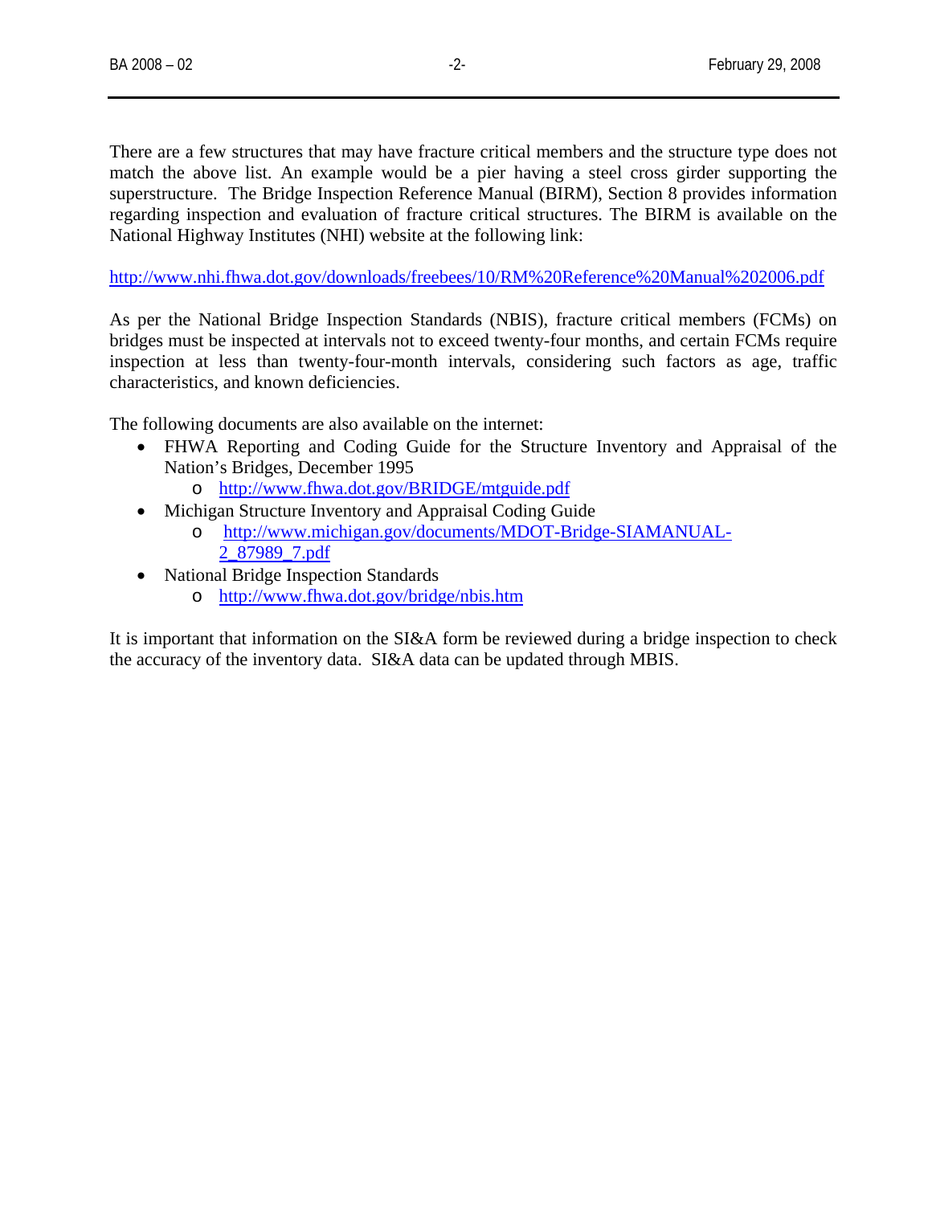There are a few structures that may have fracture critical members and the structure type does not match the above list. An example would be a pier having a steel cross girder supporting the superstructure. The Bridge Inspection Reference Manual (BIRM), Section 8 provides information regarding inspection and evaluation of fracture critical structures. The BIRM is available on the National Highway Institutes (NHI) website at the following link:

http://www.nhi.fhwa.dot.gov/downloads/freebees/10/RM%20Reference%20Manual%202006.pdf

As per the National Bridge Inspection Standards (NBIS), fracture critical members (FCMs) on bridges must be inspected at intervals not to exceed twenty-four months, and certain FCMs require inspection at less than twenty-four-month intervals, considering such factors as age, traffic characteristics, and known deficiencies.

The following documents are also available on the internet:

- FHWA Reporting and Coding Guide for the Structure Inventory and Appraisal of the Nation's Bridges, December 1995
  - http://www.fhwa.dot.gov/BRIDGE/mtguide.pdf
- Michigan Structure Inventory and Appraisal Coding Guide
  - http://www.michigan.gov/documents/MDOT-Bridge-SIAMANUAL-2_87989_7.pdf
- National Bridge Inspection Standards
  - http://www.fhwa.dot.gov/bridge/nbis.htm

It is important that information on the SI&A form be reviewed during a bridge inspection to check the accuracy of the inventory data. SI&A data can be updated through MBIS.